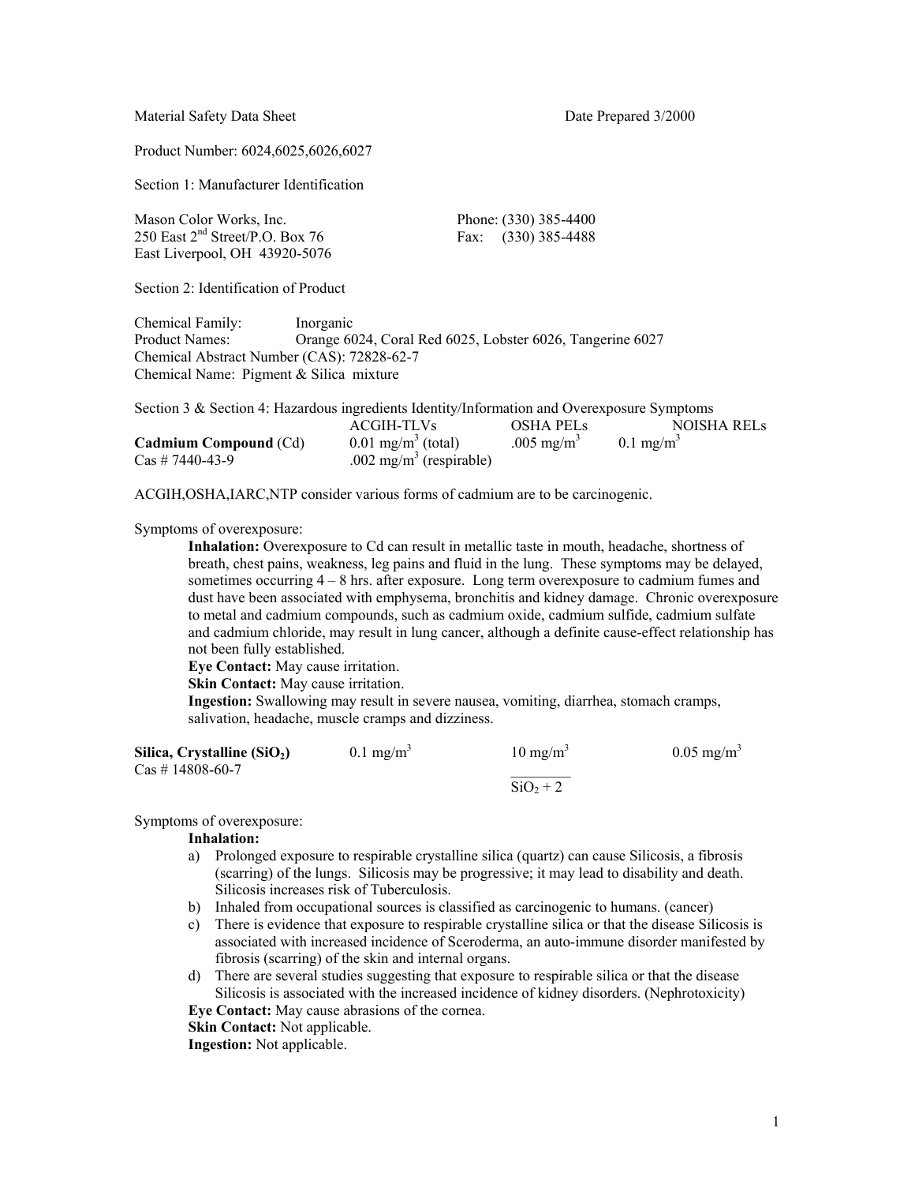Material Safety Data Sheet Date Prepared 3/2000

Product Number: 6024,6025,6026,6027

Section 1: Manufacturer Identification

Mason Color Works, Inc.
250 East 2nd Street/P.O. Box 76
East Liverpool, OH 43920-5076

Phone: (330) 385-4400
Fax: (330) 385-4488

Section 2: Identification of Product

Chemical Family: Inorganic
Product Names: Orange 6024, Coral Red 6025, Lobster 6026, Tangerine 6027
Chemical Abstract Number (CAS): 72828-62-7
Chemical Name: Pigment & Silica mixture

Section 3 & Section 4: Hazardous ingredients Identity/Information and Overexposure Symptoms

| | ACGIH-TLVs | OSHA PELs | NOISHA RELs |
|---|---|---|---|
| **Cadmium Compound** (Cd) Cas # 7440-43-9 | 0.01 $mg/m^3$ (total) .002 $mg/m^3$ (respirable) | .005 $mg/m^3$ | 0.1 $mg/m^3$ |

ACGIH,OSHA,IARC,NTP consider various forms of cadmium are to be carcinogenic.

Symptoms of overexposure:

**Inhalation:** Overexposure to Cd can result in metallic taste in mouth, headache, shortness of breath, chest pains, weakness, leg pains and fluid in the lung. These symptoms may be delayed, sometimes occurring 4 – 8 hrs. after exposure. Long term overexposure to cadmium fumes and dust have been associated with emphysema, bronchitis and kidney damage. Chronic overexposure to metal and cadmium compounds, such as cadmium oxide, cadmium sulfide, cadmium sulfate and cadmium chloride, may result in lung cancer, although a definite cause-effect relationship has not been fully established.
**Eye Contact:** May cause irritation.
**Skin Contact:** May cause irritation.
**Ingestion:** Swallowing may result in severe nausea, vomiting, diarrhea, stomach cramps, salivation, headache, muscle cramps and dizziness.

| | ACGIH-TLVs | OSHA PELs | NOISHA RELs |
|---|---|---|---|
| **Silica, Crystalline ($SiO_2$)** Cas # 14808-60-7 | 0.1 $mg/m^3$ | $\frac{10\ mg/m^3}{SiO_2 + 2}$ | 0.05 $mg/m^3$ |

Symptoms of overexposure:

**Inhalation:**

a) Prolonged exposure to respirable crystalline silica (quartz) can cause Silicosis, a fibrosis (scarring) of the lungs. Silicosis may be progressive; it may lead to disability and death. Silicosis increases risk of Tuberculosis.
b) Inhaled from occupational sources is classified as carcinogenic to humans. (cancer)
c) There is evidence that exposure to respirable crystalline silica or that the disease Silicosis is associated with increased incidence of Sceroderma, an auto-immune disorder manifested by fibrosis (scarring) of the skin and internal organs.
d) There are several studies suggesting that exposure to respirable silica or that the disease Silicosis is associated with the increased incidence of kidney disorders. (Nephrotoxicity)

**Eye Contact:** May cause abrasions of the cornea.
**Skin Contact:** Not applicable.
**Ingestion:** Not applicable.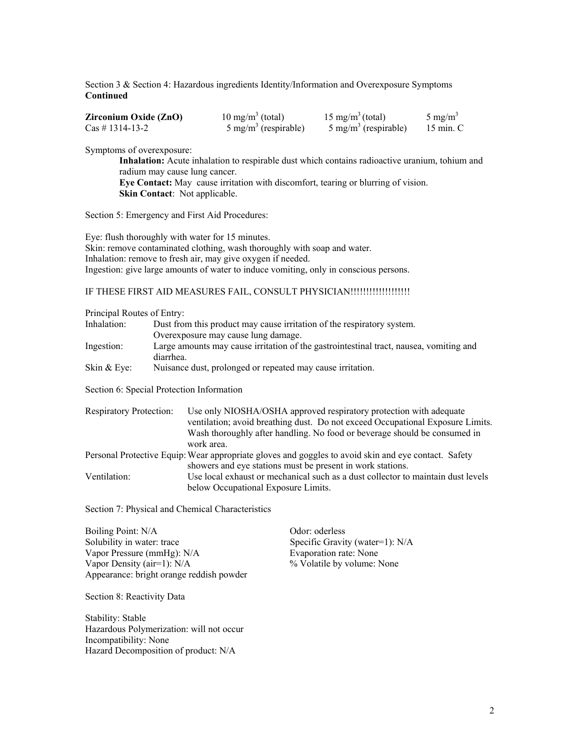Section 3 & Section 4: Hazardous ingredients Identity/Information and Overexposure Symptoms
**Continued**

| | | | |
|---|---|---|---|
| **Zirconium Oxide (ZnO)** | 10 mg/m$^3$ (total) | 15 mg/m$^3$ (total) | 5 mg/m$^3$ |
| Cas # 1314-13-2 | 5 mg/m$^3$ (respirable) | 5 mg/m$^3$ (respirable) | 15 min. C |

Symptoms of overexposure:

**Inhalation:** Acute inhalation to respirable dust which contains radioactive uranium, tohium and radium may cause lung cancer.
**Eye Contact:** May cause irritation with discomfort, tearing or blurring of vision.
**Skin Contact**: Not applicable.

Section 5: Emergency and First Aid Procedures:

Eye: flush thoroughly with water for 15 minutes.
Skin: remove contaminated clothing, wash thoroughly with soap and water.
Inhalation: remove to fresh air, may give oxygen if needed.
Ingestion: give large amounts of water to induce vomiting, only in conscious persons.

IF THESE FIRST AID MEASURES FAIL, CONSULT PHYSICIAN!!!!!!!!!!!!!!!!!!

Principal Routes of Entry:

| | |
|---|---|
| Inhalation: | Dust from this product may cause irritation of the respiratory system. Overexposure may cause lung damage. |
| Ingestion: | Large amounts may cause irritation of the gastrointestinal tract, nausea, vomiting and diarrhea. |
| Skin & Eye: | Nuisance dust, prolonged or repeated may cause irritation. |

Section 6: Special Protection Information

| | |
|---|---|
| Respiratory Protection: | Use only NIOSHA/OSHA approved respiratory protection with adequate ventilation; avoid breathing dust. Do not exceed Occupational Exposure Limits. Wash thoroughly after handling. No food or beverage should be consumed in work area. |
| Personal Protective Equip: | Wear appropriate gloves and goggles to avoid skin and eye contact. Safety showers and eye stations must be present in work stations. |
| Ventilation: | Use local exhaust or mechanical such as a dust collector to maintain dust levels below Occupational Exposure Limits. |

Section 7: Physical and Chemical Characteristics

Boiling Point: N/A
Solubility in water: trace
Vapor Pressure (mmHg): N/A
Vapor Density (air=1): N/A
Appearance: bright orange reddish powder
Odor: oderless
Specific Gravity (water=1): N/A
Evaporation rate: None
% Volatile by volume: None

Section 8: Reactivity Data

Stability: Stable
Hazardous Polymerization: will not occur
Incompatibility: None
Hazard Decomposition of product: N/A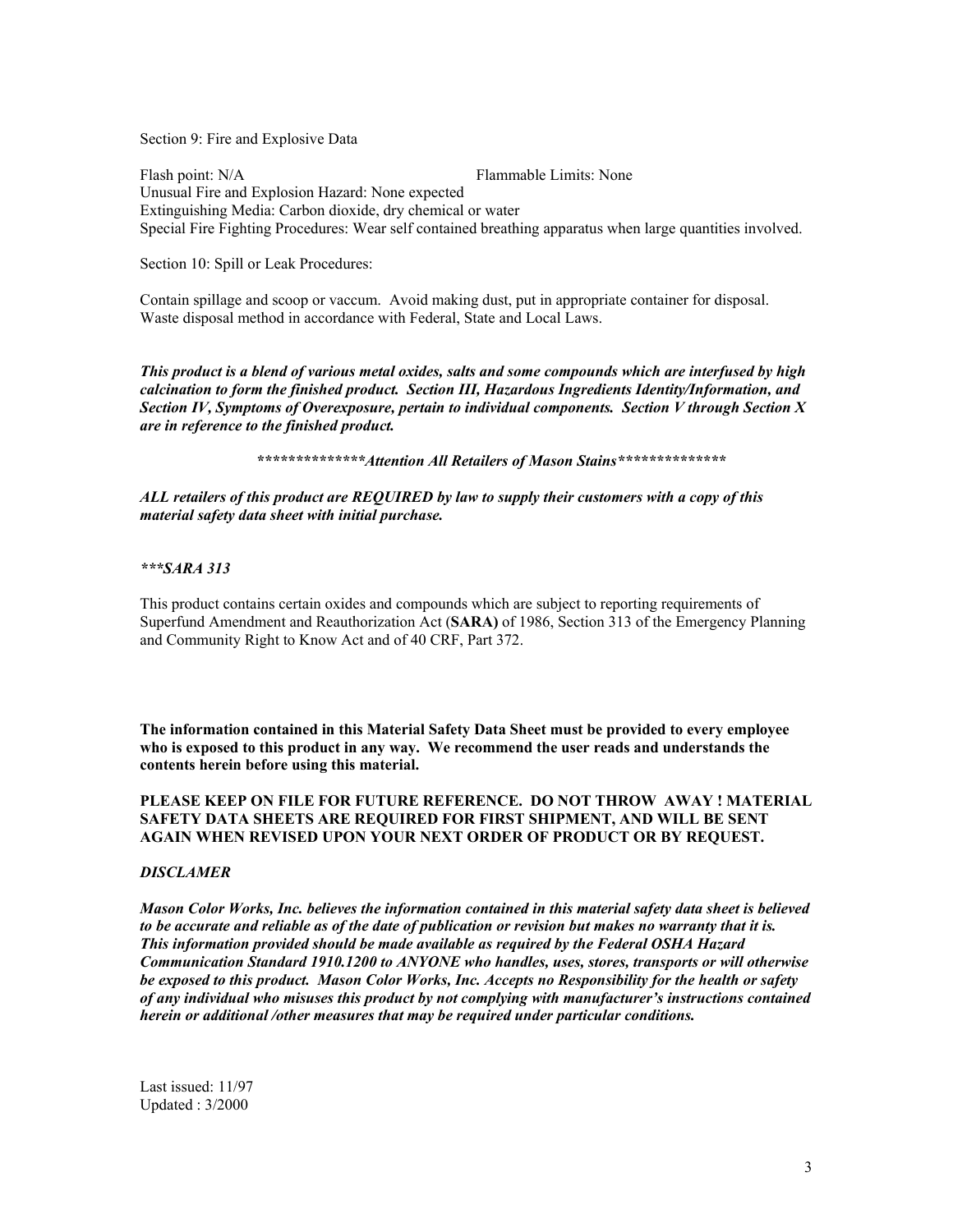Section 9: Fire and Explosive Data

Flash point: N/A  Flammable Limits: None
Unusual Fire and Explosion Hazard: None expected
Extinguishing Media: Carbon dioxide, dry chemical or water
Special Fire Fighting Procedures: Wear self contained breathing apparatus when large quantities involved.

Section 10: Spill or Leak Procedures:

Contain spillage and scoop or vaccum. Avoid making dust, put in appropriate container for disposal. Waste disposal method in accordance with Federal, State and Local Laws.

***This product is a blend of various metal oxides, salts and some compounds which are interfused by high calcination to form the finished product. Section III, Hazardous Ingredients Identity/Information, and Section IV, Symptoms of Overexposure, pertain to individual components. Section V through Section X are in reference to the finished product.***

***\*\*\*\*\*\*\*\*\*\*\*\*\*\*Attention All Retailers of Mason Stains\*\*\*\*\*\*\*\*\*\*\*\*\*\****

***ALL retailers of this product are REQUIRED by law to supply their customers with a copy of this material safety data sheet with initial purchase.***

***\*\*\*SARA 313***

This product contains certain oxides and compounds which are subject to reporting requirements of Superfund Amendment and Reauthorization Act (**SARA)** of 1986, Section 313 of the Emergency Planning and Community Right to Know Act and of 40 CRF, Part 372.

**The information contained in this Material Safety Data Sheet must be provided to every employee who is exposed to this product in any way. We recommend the user reads and understands the contents herein before using this material.**

**PLEASE KEEP ON FILE FOR FUTURE REFERENCE. DO NOT THROW AWAY ! MATERIAL SAFETY DATA SHEETS ARE REQUIRED FOR FIRST SHIPMENT, AND WILL BE SENT AGAIN WHEN REVISED UPON YOUR NEXT ORDER OF PRODUCT OR BY REQUEST.**

***DISCLAMER***

***Mason Color Works, Inc. believes the information contained in this material safety data sheet is believed to be accurate and reliable as of the date of publication or revision but makes no warranty that it is. This information provided should be made available as required by the Federal OSHA Hazard Communication Standard 1910.1200 to ANYONE who handles, uses, stores, transports or will otherwise be exposed to this product. Mason Color Works, Inc. Accepts no Responsibility for the health or safety of any individual who misuses this product by not complying with manufacturer's instructions contained herein or additional /other measures that may be required under particular conditions.***

Last issued: 11/97
Updated : 3/2000